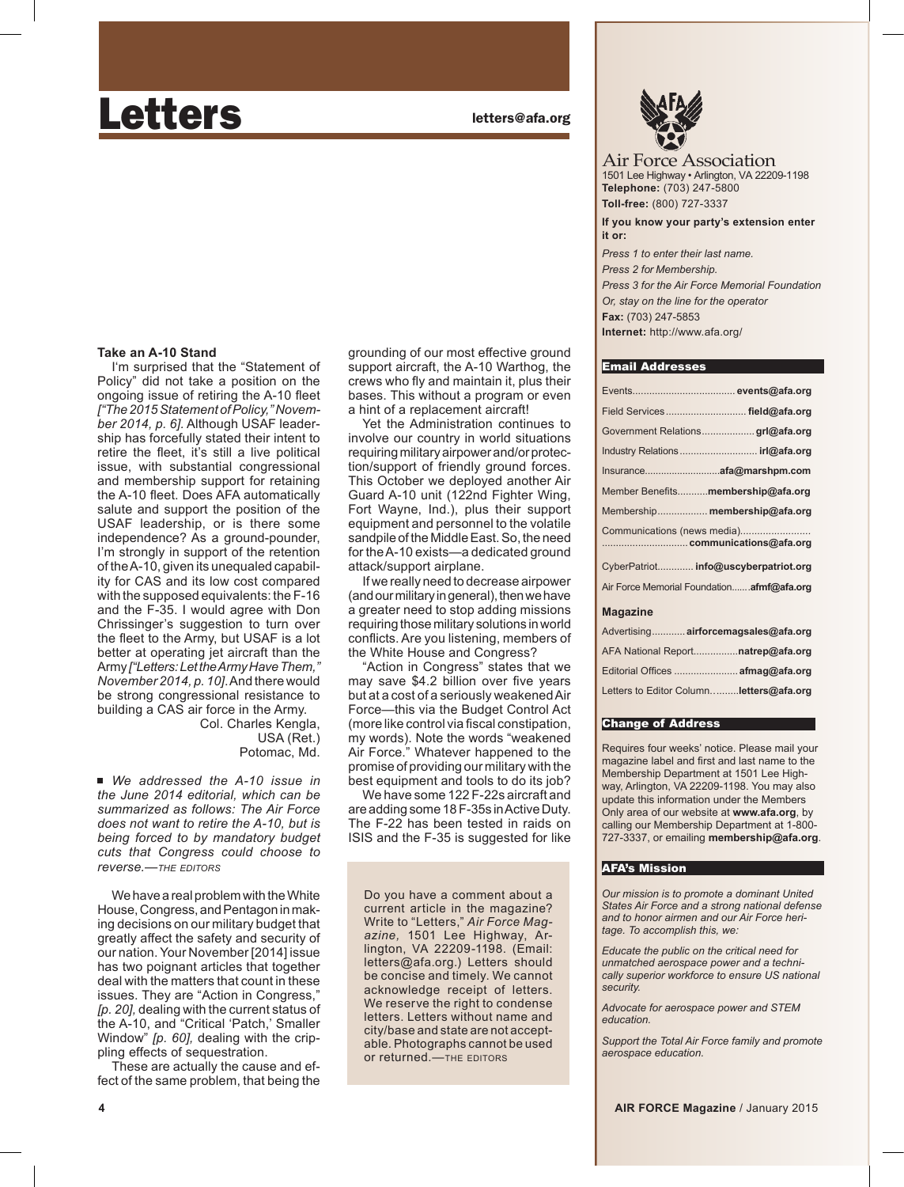# Letters

letters@afa.org

### Take an A-10 Stand

I'm surprised that the "Statement of Policy" did not take a position on the ongoing issue of retiring the A-10 fleet *["The 2015 Statement of Policy," November 2014, p. 6]*. Although USAF leadership has forcefully stated their intent to retire the fleet, it's still a live political issue, with substantial congressional and membership support for retaining the A-10 fleet. Does AFA automatically salute and support the position of the USAF leadership, or is there some independence? As a ground-pounder, I'm strongly in support of the retention of the A-10, given its unequaled capability for CAS and its low cost compared with the supposed equivalents: the F-16 and the F-35. I would agree with Don Chrissinger's suggestion to turn over the fleet to the Army, but USAF is a lot better at operating jet aircraft than the Army *["Letters: Let the Army Have Them," November 2014, p. 10]*. And there would be strong congressional resistance to building a CAS air force in the Army.

Col. Charles Kengla,
USA (Ret.)
Potomac, Md.

■ *We addressed the A-10 issue in the June 2014 editorial, which can be summarized as follows: The Air Force does not want to retire the A-10, but is being forced to by mandatory budget cuts that Congress could choose to reverse.*—THE EDITORS

We have a real problem with the White House, Congress, and Pentagon in making decisions on our military budget that greatly affect the safety and security of our nation. Your November [2014] issue has two poignant articles that together deal with the matters that count in these issues. They are "Action in Congress," *[p. 20]*, dealing with the current status of the A-10, and "Critical 'Patch,' Smaller Window" *[p. 60]*, dealing with the crippling effects of sequestration.

These are actually the cause and effect of the same problem, that being the grounding of our most effective ground support aircraft, the A-10 Warthog, the crews who fly and maintain it, plus their bases. This without a program or even a hint of a replacement aircraft!

Yet the Administration continues to involve our country in world situations requiring military airpower and/or protection/support of friendly ground forces. This October we deployed another Air Guard A-10 unit (122nd Fighter Wing, Fort Wayne, Ind.), plus their support equipment and personnel to the volatile sandpile of the Middle East. So, the need for the A-10 exists—a dedicated ground attack/support airplane.

If we really need to decrease airpower (and our military in general), then we have a greater need to stop adding missions requiring those military solutions in world conflicts. Are you listening, members of the White House and Congress?

"Action in Congress" states that we may save $4.2 billion over five years but at a cost of a seriously weakened Air Force—this via the Budget Control Act (more like control via fiscal constipation, my words). Note the words "weakened Air Force." Whatever happened to the promise of providing our military with the best equipment and tools to do its job?

We have some 122 F-22s aircraft and are adding some 18 F-35s in Active Duty. The F-22 has been tested in raids on ISIS and the F-35 is suggested for like

Do you have a comment about a current article in the magazine? Write to "Letters," *Air Force Magazine,* 1501 Lee Highway, Arlington, VA 22209-1198. (Email: letters@afa.org.) Letters should be concise and timely. We cannot acknowledge receipt of letters. We reserve the right to condense letters. Letters without name and city/base and state are not acceptable. Photographs cannot be used or returned.—THE EDITORS

## Air Force Association

1501 Lee Highway • Arlington, VA 22209-1198
**Telephone:** (703) 247-5800
**Toll-free:** (800) 727-3337

**If you know your party's extension enter it or:**

*Press 1 to enter their last name.*
*Press 2 for Membership.*
*Press 3 for the Air Force Memorial Foundation*
*Or, stay on the line for the operator*

**Fax:** (703) 247-5853
**Internet:** http://www.afa.org/

### Email Addresses

Events.................................... **events@afa.org**
Field Services............................ **field@afa.org**
Government Relations................... **grl@afa.org**
Industry Relations........................... **irl@afa.org**
Insurance........................... **afa@marshpm.com**
Member Benefits........... **membership@afa.org**
Membership.................. **membership@afa.org**
Communications (news media)......................... ............................... **communications@afa.org**
CyberPatriot............. **info@uscyberpatriot.org**
Air Force Memorial Foundation....... **afmf@afa.org**

**Magazine**

Advertising............ **airforcemagsales@afa.org**
AFA National Report................ **natrep@afa.org**
Editorial Offices ....................... **afmag@afa.org**
Letters to Editor Column.......... **letters@afa.org**

### Change of Address

Requires four weeks' notice. Please mail your magazine label and first and last name to the Membership Department at 1501 Lee Highway, Arlington, VA 22209-1198. You may also update this information under the Members Only area of our website at **www.afa.org**, by calling our Membership Department at 1-800-727-3337, or emailing **membership@afa.org**.

### AFA's Mission

*Our mission is to promote a dominant United States Air Force and a strong national defense and to honor airmen and our Air Force heritage. To accomplish this, we:*

*Educate the public on the critical need for unmatched aerospace power and a technically superior workforce to ensure US national security.*

*Advocate for aerospace power and STEM education.*

*Support the Total Air Force family and promote aerospace education.*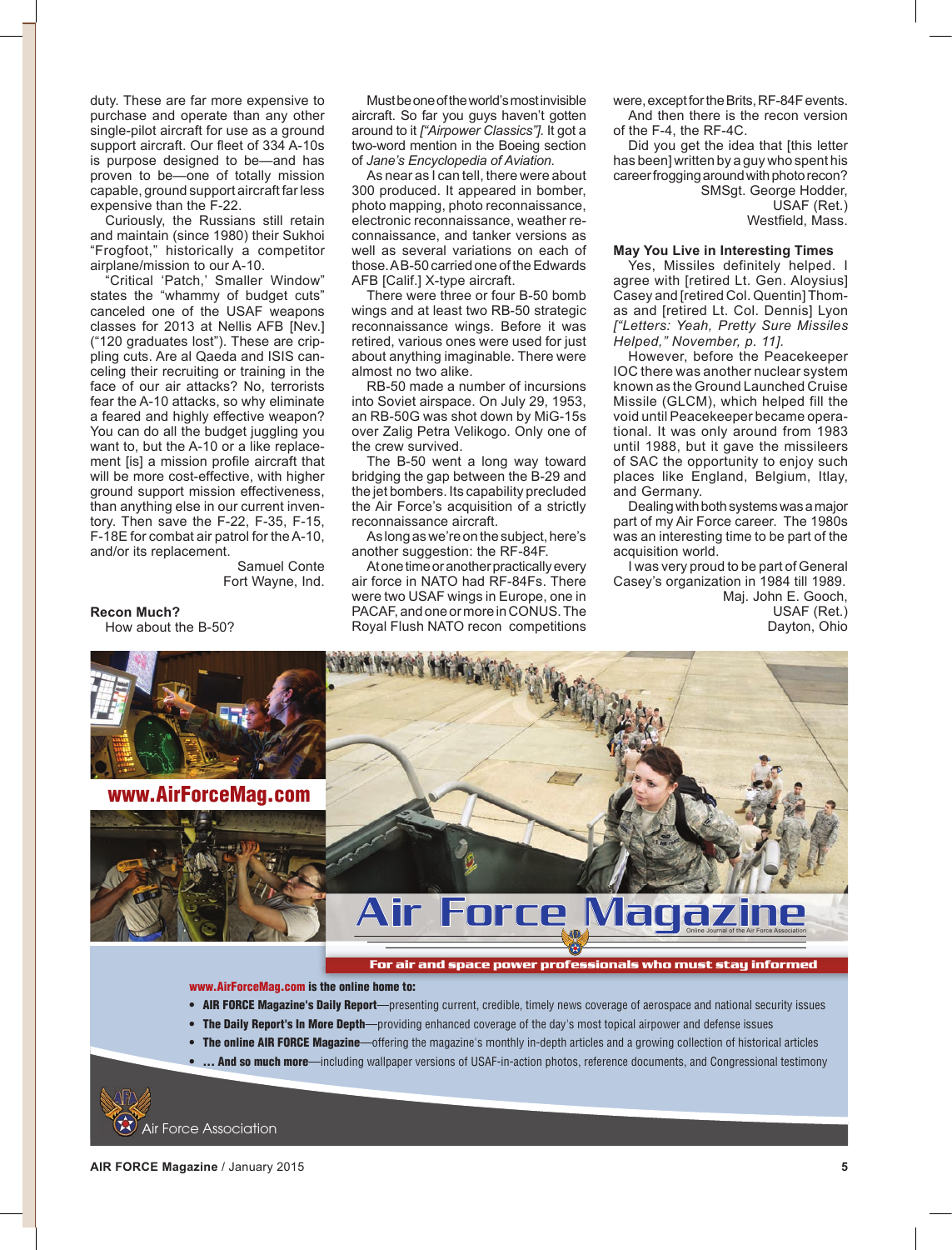duty. These are far more expensive to purchase and operate than any other single-pilot aircraft for use as a ground support aircraft. Our fleet of 334 A-10s is purpose designed to be—and has proven to be—one of totally mission capable, ground support aircraft far less expensive than the F-22.

Curiously, the Russians still retain and maintain (since 1980) their Sukhoi "Frogfoot," historically a competitor airplane/mission to our A-10.

"Critical 'Patch,' Smaller Window" states the "whammy of budget cuts" canceled one of the USAF weapons classes for 2013 at Nellis AFB [Nev.] ("120 graduates lost"). These are crippling cuts. Are al Qaeda and ISIS canceling their recruiting or training in the face of our air attacks? No, terrorists fear the A-10 attacks, so why eliminate a feared and highly effective weapon? You can do all the budget juggling you want to, but the A-10 or a like replacement [is] a mission profile aircraft that will be more cost-effective, with higher ground support mission effectiveness, than anything else in our current inventory. Then save the F-22, F-35, F-15, F-18E for combat air patrol for the A-10, and/or its replacement.

Samuel Conte
Fort Wayne, Ind.

### Recon Much?

How about the B-50?

Must be one of the world's most invisible aircraft. So far you guys haven't gotten around to it *["Airpower Classics"]*. It got a two-word mention in the Boeing section of *Jane's Encyclopedia of Aviation*.

As near as I can tell, there were about 300 produced. It appeared in bomber, photo mapping, photo reconnaissance, electronic reconnaissance, weather reconnaissance, and tanker versions as well as several variations on each of those. A B-50 carried one of the Edwards AFB [Calif.] X-type aircraft.

There were three or four B-50 bomb wings and at least two RB-50 strategic reconnaissance wings. Before it was retired, various ones were used for just about anything imaginable. There were almost no two alike.

RB-50 made a number of incursions into Soviet airspace. On July 29, 1953, an RB-50G was shot down by MiG-15s over Zalig Petra Velikogo. Only one of the crew survived.

The B-50 went a long way toward bridging the gap between the B-29 and the jet bombers. Its capability precluded the Air Force's acquisition of a strictly reconnaissance aircraft.

As long as we're on the subject, here's another suggestion: the RF-84F.

At one time or another practically every air force in NATO had RF-84Fs. There were two USAF wings in Europe, one in PACAF, and one or more in CONUS. The Royal Flush NATO recon competitions were, except for the Brits, RF-84F events.

And then there is the recon version of the F-4, the RF-4C.

Did you get the idea that [this letter has been] written by a guy who spent his career frogging around with photo recon?

SMSgt. George Hodder,
USAF (Ret.)
Westfield, Mass.

### May You Live in Interesting Times

Yes, Missiles definitely helped. I agree with [retired Lt. Gen. Aloysius] Casey and [retired Col. Quentin] Thomas and [retired Lt. Col. Dennis] Lyon *["Letters: Yeah, Pretty Sure Missiles Helped," November, p. 11]*.

However, before the Peacekeeper IOC there was another nuclear system known as the Ground Launched Cruise Missile (GLCM), which helped fill the void until Peacekeeper became operational. It was only around from 1983 until 1988, but it gave the missileers of SAC the opportunity to enjoy such places like England, Belgium, Itlay, and Germany.

Dealing with both systems was a major part of my Air Force career. The 1980s was an interesting time to be part of the acquisition world.

I was very proud to be part of General Casey's organization in 1984 till 1989.

Maj. John E. Gooch,
USAF (Ret.)
Dayton, Ohio

www.AirForceMag.com

# Air Force Magazine

Online Journal of the Air Force Association

**For air and space power professionals who must stay informed**

**www.AirForceMag.com is the online home to:**

- **AIR FORCE Magazine's Daily Report**—presenting current, credible, timely news coverage of aerospace and national security issues
- **The Daily Report's In More Depth**—providing enhanced coverage of the day's most topical airpower and defense issues
- **The online AIR FORCE Magazine**—offering the magazine's monthly in-depth articles and a growing collection of historical articles
- **… And so much more**—including wallpaper versions of USAF-in-action photos, reference documents, and Congressional testimony

Air Force Association